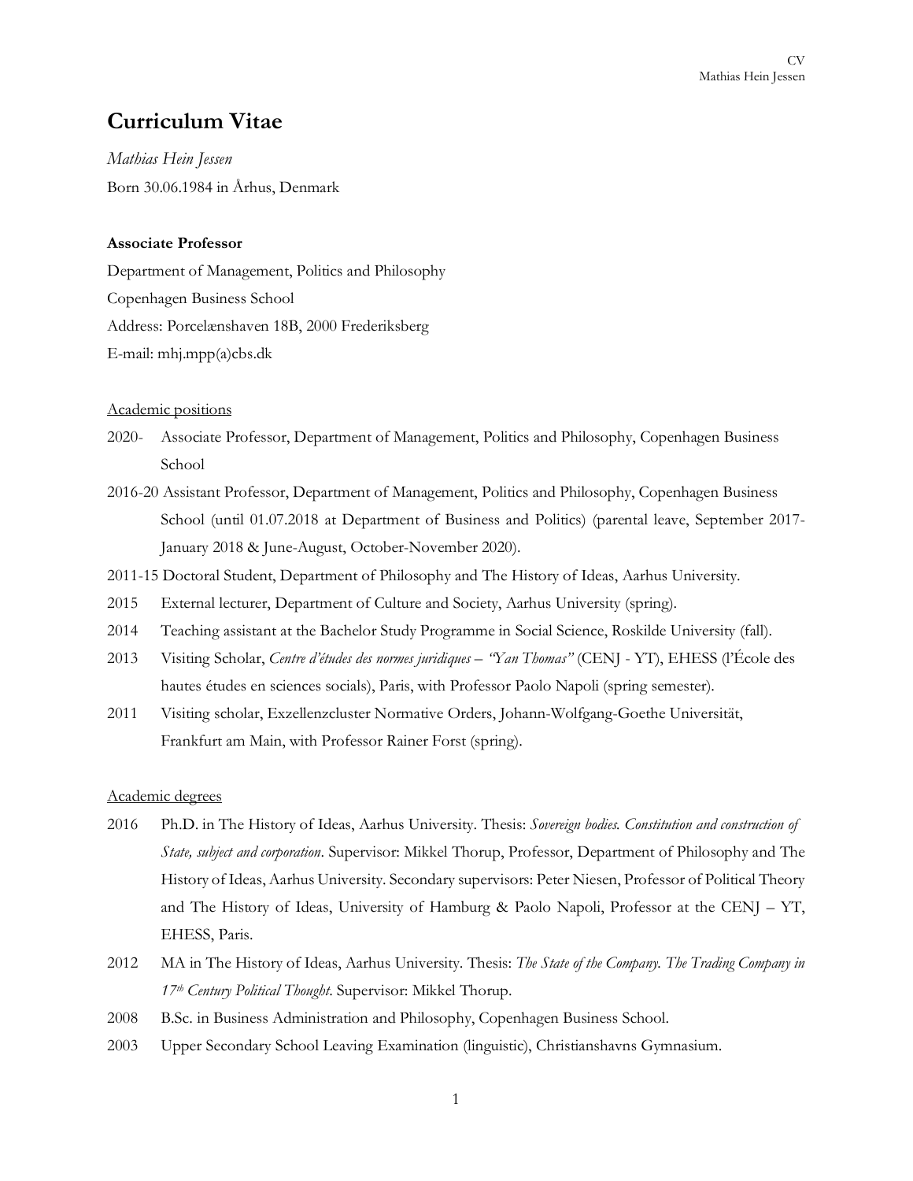# Curriculum Vitae

*Mathias Hein Jessen*

Born 30.06.1984 in Århus, Denmark

**Associate Professor**

Department of Management, Politics and Philosophy

Copenhagen Business School

Address: Porcelænshaven 18B, 2000 Frederiksberg

E-mail: mhj.mpp(a)cbs.dk

## Academic positions

- 2020- Associate Professor, Department of Management, Politics and Philosophy, Copenhagen Business School
- 2016-20 Assistant Professor, Department of Management, Politics and Philosophy, Copenhagen Business School (until 01.07.2018 at Department of Business and Politics) (parental leave, September 2017-January 2018 & June-August, October-November 2020).
- 2011-15 Doctoral Student, Department of Philosophy and The History of Ideas, Aarhus University.
- 2015 External lecturer, Department of Culture and Society, Aarhus University (spring).
- 2014 Teaching assistant at the Bachelor Study Programme in Social Science, Roskilde University (fall).
- 2013 Visiting Scholar, *Centre d'études des normes juridiques – "Yan Thomas"* (CENJ - YT), EHESS (l'École des hautes études en sciences socials), Paris, with Professor Paolo Napoli (spring semester).
- 2011 Visiting scholar, Exzellenzcluster Normative Orders, Johann-Wolfgang-Goethe Universität, Frankfurt am Main, with Professor Rainer Forst (spring).

## Academic degrees

- 2016 Ph.D. in The History of Ideas, Aarhus University. Thesis: *Sovereign bodies. Constitution and construction of State, subject and corporation*. Supervisor: Mikkel Thorup, Professor, Department of Philosophy and The History of Ideas, Aarhus University. Secondary supervisors: Peter Niesen, Professor of Political Theory and The History of Ideas, University of Hamburg & Paolo Napoli, Professor at the CENJ – YT, EHESS, Paris.
- 2012 MA in The History of Ideas, Aarhus University. Thesis: *The State of the Company. The Trading Company in 17th Century Political Thought*. Supervisor: Mikkel Thorup.
- 2008 B.Sc. in Business Administration and Philosophy, Copenhagen Business School.
- 2003 Upper Secondary School Leaving Examination (linguistic), Christianshavns Gymnasium.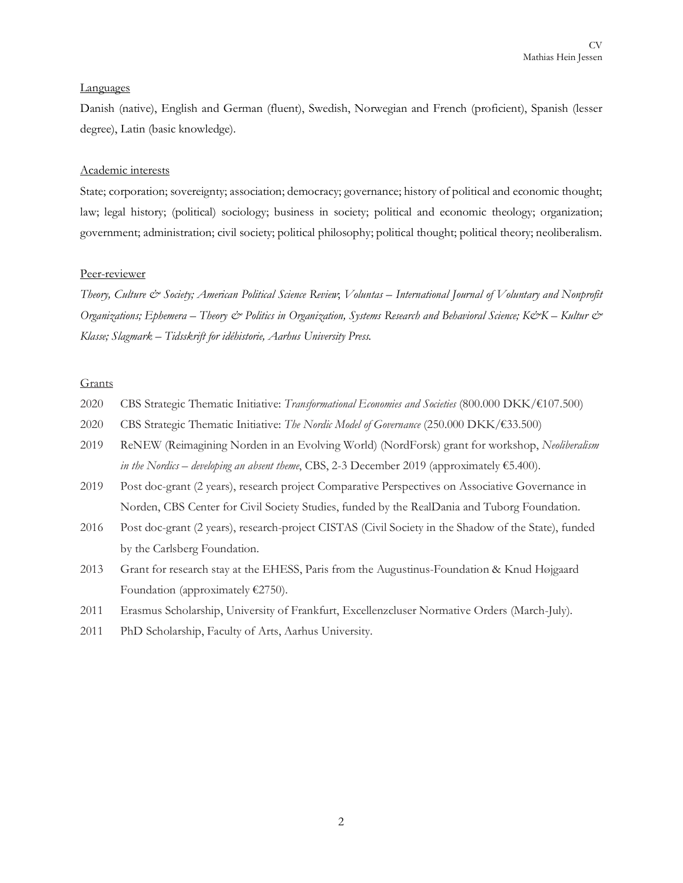## Languages

Danish (native), English and German (fluent), Swedish, Norwegian and French (proficient), Spanish (lesser degree), Latin (basic knowledge).

## Academic interests

State; corporation; sovereignty; association; democracy; governance; history of political and economic thought; law; legal history; (political) sociology; business in society; political and economic theology; organization; government; administration; civil society; political philosophy; political thought; political theory; neoliberalism.

## Peer-reviewer

*Theory, Culture & Society; American Political Science Review*; *Voluntas – International Journal of Voluntary and Nonprofit Organizations; Ephemera – Theory & Politics in Organization, Systems Research and Behavioral Science; K&K – Kultur & Klasse; Slagmark – Tidsskrift for idéhistorie, Aarhus University Press.*

## Grants

- 2020 CBS Strategic Thematic Initiative: *Transformational Economies and Societies* (800.000 DKK/€107.500)
- 2020 CBS Strategic Thematic Initiative: *The Nordic Model of Governance* (250.000 DKK/€33.500)
- 2019 ReNEW (Reimagining Norden in an Evolving World) (NordForsk) grant for workshop, *Neoliberalism in the Nordics – developing an absent theme*, CBS, 2-3 December 2019 (approximately €5.400).
- 2019 Post doc-grant (2 years), research project Comparative Perspectives on Associative Governance in Norden, CBS Center for Civil Society Studies, funded by the RealDania and Tuborg Foundation.
- 2016 Post doc-grant (2 years), research-project CISTAS (Civil Society in the Shadow of the State), funded by the Carlsberg Foundation.
- 2013 Grant for research stay at the EHESS, Paris from the Augustinus-Foundation & Knud Højgaard Foundation (approximately €2750).
- 2011 Erasmus Scholarship, University of Frankfurt, Excellenzcluser Normative Orders (March-July).
- 2011 PhD Scholarship, Faculty of Arts, Aarhus University.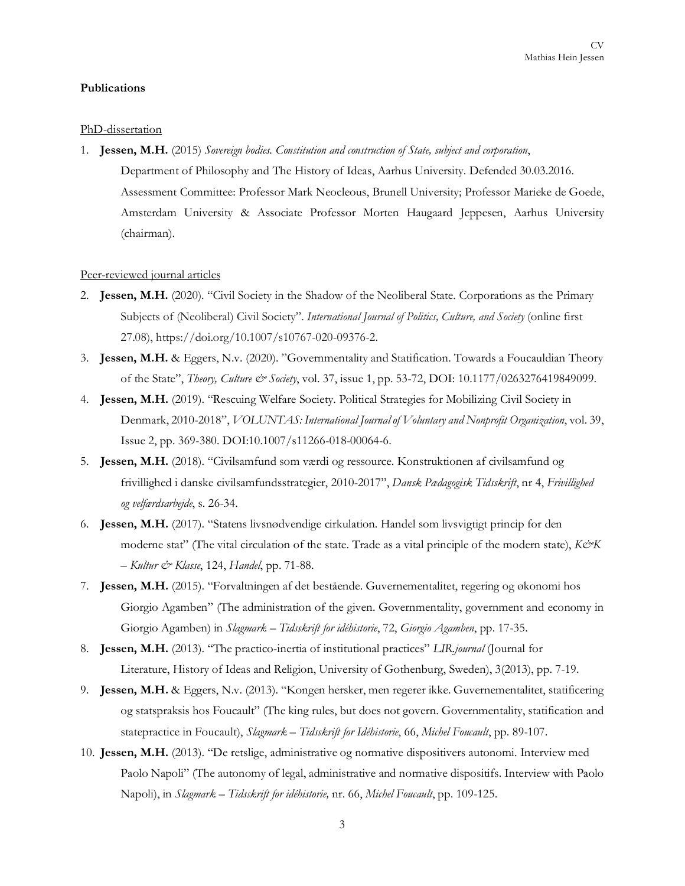**Publications**

PhD-dissertation

1. **Jessen, M.H.** (2015) *Sovereign bodies. Constitution and construction of State, subject and corporation*, Department of Philosophy and The History of Ideas, Aarhus University. Defended 30.03.2016. Assessment Committee: Professor Mark Neocleous, Brunell University; Professor Marieke de Goede, Amsterdam University & Associate Professor Morten Haugaard Jeppesen, Aarhus University (chairman).

Peer-reviewed journal articles

2. **Jessen, M.H.** (2020). "Civil Society in the Shadow of the Neoliberal State. Corporations as the Primary Subjects of (Neoliberal) Civil Society". *International Journal of Politics, Culture, and Society* (online first 27.08), https://doi.org/10.1007/s10767-020-09376-2.
3. **Jessen, M.H.** & Eggers, N.v. (2020). "Governmentality and Statification. Towards a Foucauldian Theory of the State", *Theory, Culture & Society*, vol. 37, issue 1, pp. 53-72, DOI: 10.1177/0263276419849099.
4. **Jessen, M.H.** (2019). "Rescuing Welfare Society. Political Strategies for Mobilizing Civil Society in Denmark, 2010-2018", *VOLUNTAS: International Journal of Voluntary and Nonprofit Organization*, vol. 39, Issue 2, pp. 369-380. DOI:10.1007/s11266-018-00064-6.
5. **Jessen, M.H.** (2018). "Civilsamfund som værdi og ressource. Konstruktionen af civilsamfund og frivillighed i danske civilsamfundsstrategier, 2010-2017", *Dansk Pædagogisk Tidsskrift*, nr 4, *Frivillighed og velfærdsarbejde*, s. 26-34.
6. **Jessen, M.H.** (2017). "Statens livsnødvendige cirkulation. Handel som livsvigtigt princip for den moderne stat" (The vital circulation of the state. Trade as a vital principle of the modern state), *K&K – Kultur & Klasse*, 124, *Handel*, pp. 71-88.
7. **Jessen, M.H.** (2015). "Forvaltningen af det bestående. Guvernementalitet, regering og økonomi hos Giorgio Agamben" (The administration of the given. Governmentality, government and economy in Giorgio Agamben) in *Slagmark – Tidsskrift for idéhistorie*, 72, *Giorgio Agamben*, pp. 17-35.
8. **Jessen, M.H.** (2013). "The practico-inertia of institutional practices" *LIR.journal* (Journal for Literature, History of Ideas and Religion, University of Gothenburg, Sweden), 3(2013), pp. 7-19.
9. **Jessen, M.H.** & Eggers, N.v. (2013). "Kongen hersker, men regerer ikke. Guvernementalitet, statificering og statspraksis hos Foucault" (The king rules, but does not govern. Governmentality, statification and statepractice in Foucault), *Slagmark – Tidsskrift for Idéhistorie*, 66, *Michel Foucault*, pp. 89-107.
10. **Jessen, M.H.** (2013). "De retslige, administrative og normative dispositivers autonomi. Interview med Paolo Napoli" (The autonomy of legal, administrative and normative dispositifs. Interview with Paolo Napoli), in *Slagmark – Tidsskrift for idéhistorie,* nr. 66, *Michel Foucault*, pp. 109-125.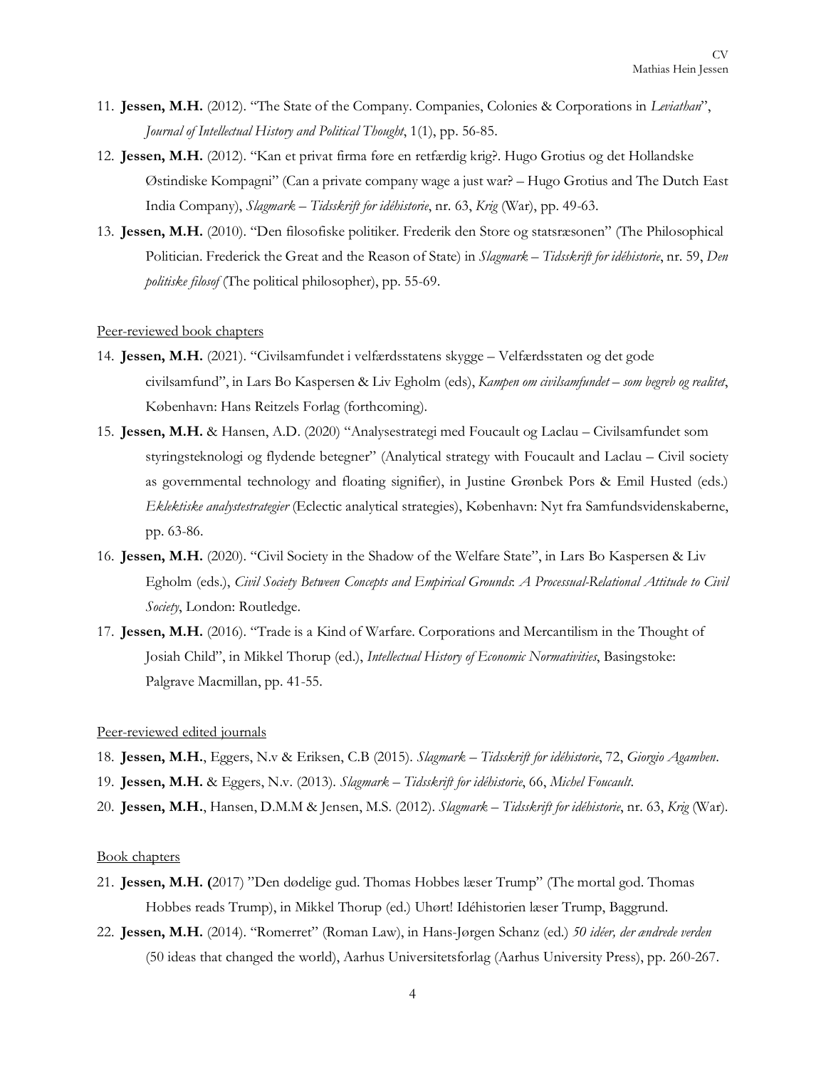11. **Jessen, M.H.** (2012). "The State of the Company. Companies, Colonies & Corporations in *Leviathan*", *Journal of Intellectual History and Political Thought*, 1(1), pp. 56-85.
12. **Jessen, M.H.** (2012). "Kan et privat firma føre en retfærdig krig?. Hugo Grotius og det Hollandske Østindiske Kompagni" (Can a private company wage a just war? – Hugo Grotius and The Dutch East India Company), *Slagmark – Tidsskrift for idéhistorie*, nr. 63, *Krig* (War), pp. 49-63.
13. **Jessen, M.H.** (2010). "Den filosofiske politiker. Frederik den Store og statsræsonen" (The Philosophical Politician. Frederick the Great and the Reason of State) in *Slagmark – Tidsskrift for idéhistorie*, nr. 59, *Den politiske filosof* (The political philosopher), pp. 55-69.

Peer-reviewed book chapters

14. **Jessen, M.H.** (2021). "Civilsamfundet i velfærdsstatens skygge – Velfærdsstaten og det gode civilsamfund", in Lars Bo Kaspersen & Liv Egholm (eds), *Kampen om civilsamfundet – som begreb og realitet*, København: Hans Reitzels Forlag (forthcoming).
15. **Jessen, M.H.** & Hansen, A.D. (2020) "Analysestrategi med Foucault og Laclau – Civilsamfundet som styringsteknologi og flydende betegner" (Analytical strategy with Foucault and Laclau – Civil society as governmental technology and floating signifier), in Justine Grønbek Pors & Emil Husted (eds.) *Eklektiske analystestrategier* (Eclectic analytical strategies), København: Nyt fra Samfundsvidenskaberne, pp. 63-86.
16. **Jessen, M.H.** (2020). "Civil Society in the Shadow of the Welfare State", in Lars Bo Kaspersen & Liv Egholm (eds.), *Civil Society Between Concepts and Empirical Grounds*: *A Processual-Relational Attitude to Civil Society*, London: Routledge.
17. **Jessen, M.H.** (2016). "Trade is a Kind of Warfare. Corporations and Mercantilism in the Thought of Josiah Child", in Mikkel Thorup (ed.), *Intellectual History of Economic Normativities*, Basingstoke: Palgrave Macmillan, pp. 41-55.

Peer-reviewed edited journals

18. **Jessen, M.H.**, Eggers, N.v & Eriksen, C.B (2015). *Slagmark – Tidsskrift for idéhistorie*, 72, *Giorgio Agamben*.
19. **Jessen, M.H.** & Eggers, N.v. (2013). *Slagmark – Tidsskrift for idéhistorie*, 66, *Michel Foucault*.
20. **Jessen, M.H.**, Hansen, D.M.M & Jensen, M.S. (2012). *Slagmark – Tidsskrift for idéhistorie*, nr. 63, *Krig* (War).

Book chapters

21. **Jessen, M.H. (**2017) "Den dødelige gud. Thomas Hobbes læser Trump" (The mortal god. Thomas Hobbes reads Trump), in Mikkel Thorup (ed.) Uhørt! Idéhistorien læser Trump, Baggrund.
22. **Jessen, M.H.** (2014). "Romerret" (Roman Law), in Hans-Jørgen Schanz (ed.) *50 idéer, der ændrede verden* (50 ideas that changed the world), Aarhus Universitetsforlag (Aarhus University Press), pp. 260-267.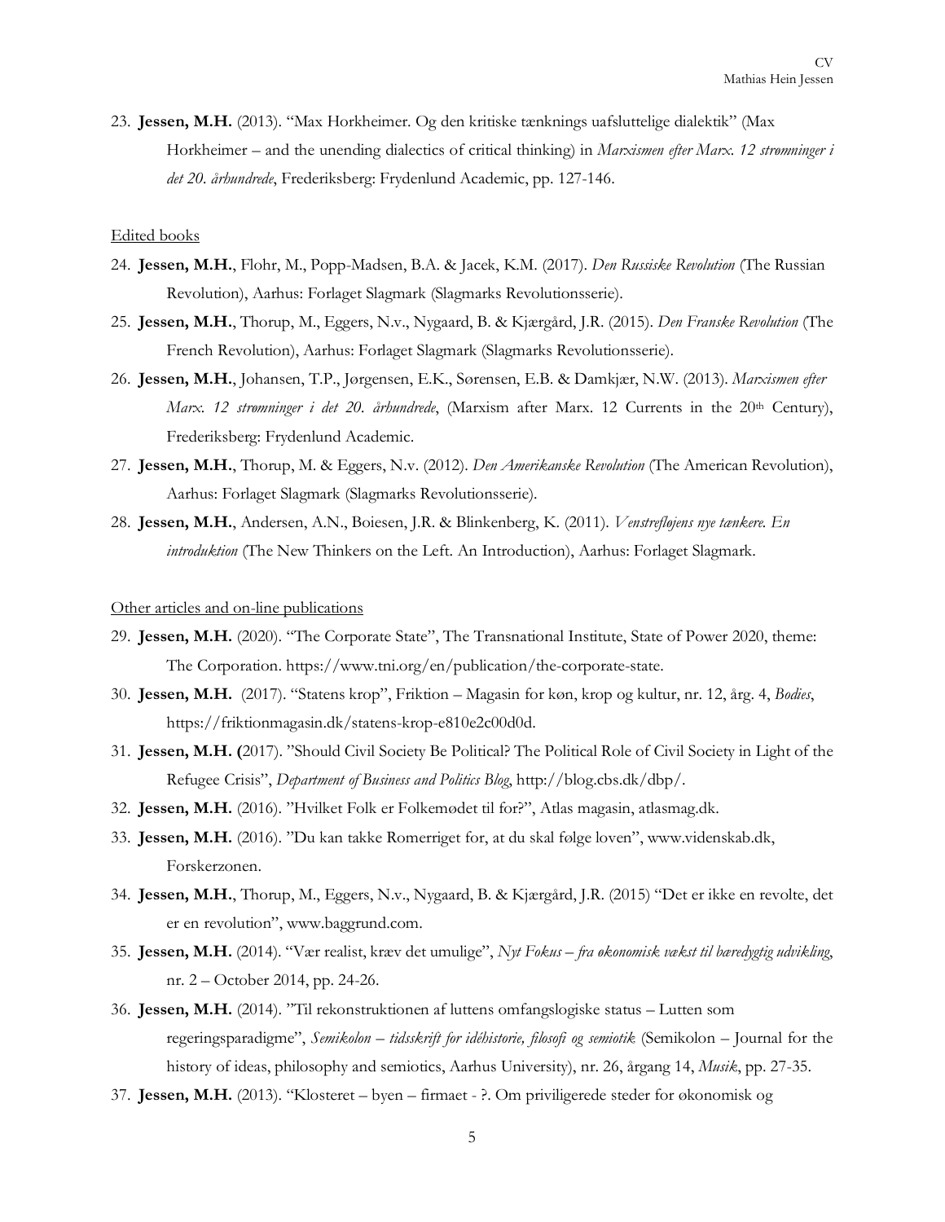23. **Jessen, M.H.** (2013). "Max Horkheimer. Og den kritiske tænknings uafsluttelige dialektik" (Max Horkheimer – and the unending dialectics of critical thinking) in *Marxismen efter Marx. 12 strømninger i det 20. århundrede*, Frederiksberg: Frydenlund Academic, pp. 127-146.

Edited books

24. **Jessen, M.H.**, Flohr, M., Popp-Madsen, B.A. & Jacek, K.M. (2017). *Den Russiske Revolution* (The Russian Revolution), Aarhus: Forlaget Slagmark (Slagmarks Revolutionsserie).
25. **Jessen, M.H.**, Thorup, M., Eggers, N.v., Nygaard, B. & Kjærgård, J.R. (2015). *Den Franske Revolution* (The French Revolution), Aarhus: Forlaget Slagmark (Slagmarks Revolutionsserie).
26. **Jessen, M.H.**, Johansen, T.P., Jørgensen, E.K., Sørensen, E.B. & Damkjær, N.W. (2013). *Marxismen efter Marx. 12 strømninger i det 20. århundrede*, (Marxism after Marx. 12 Currents in the 20th Century), Frederiksberg: Frydenlund Academic.
27. **Jessen, M.H.**, Thorup, M. & Eggers, N.v. (2012). *Den Amerikanske Revolution* (The American Revolution), Aarhus: Forlaget Slagmark (Slagmarks Revolutionsserie).
28. **Jessen, M.H.**, Andersen, A.N., Boiesen, J.R. & Blinkenberg, K. (2011). *Venstrefløjens nye tænkere. En introduktion* (The New Thinkers on the Left. An Introduction), Aarhus: Forlaget Slagmark.

Other articles and on-line publications

29. **Jessen, M.H.** (2020). "The Corporate State", The Transnational Institute, State of Power 2020, theme: The Corporation. https://www.tni.org/en/publication/the-corporate-state.
30. **Jessen, M.H.** (2017). "Statens krop", Friktion – Magasin for køn, krop og kultur, nr. 12, årg. 4, *Bodies*, https://friktionmagasin.dk/statens-krop-e810e2c00d0d.
31. **Jessen, M.H.** (2017). "Should Civil Society Be Political? The Political Role of Civil Society in Light of the Refugee Crisis", *Department of Business and Politics Blog*, http://blog.cbs.dk/dbp/.
32. **Jessen, M.H.** (2016). "Hvilket Folk er Folkemødet til for?", Atlas magasin, atlasmag.dk.
33. **Jessen, M.H.** (2016). "Du kan takke Romerriget for, at du skal følge loven", www.videnskab.dk, Forskerzonen.
34. **Jessen, M.H.**, Thorup, M., Eggers, N.v., Nygaard, B. & Kjærgård, J.R. (2015) "Det er ikke en revolte, det er en revolution", www.baggrund.com.
35. **Jessen, M.H.** (2014). "Vær realist, kræv det umulige", *Nyt Fokus – fra økonomisk vækst til bæredygtig udvikling*, nr. 2 – October 2014, pp. 24-26.
36. **Jessen, M.H.** (2014). "Til rekonstruktionen af luttens omfangslogiske status – Lutten som regeringsparadigme", *Semikolon – tidsskrift for idéhistorie, filosofi og semiotik* (Semikolon – Journal for the history of ideas, philosophy and semiotics, Aarhus University), nr. 26, årgang 14, *Musik*, pp. 27-35.
37. **Jessen, M.H.** (2013). "Klosteret – byen – firmaet - ?. Om priviligerede steder for økonomisk og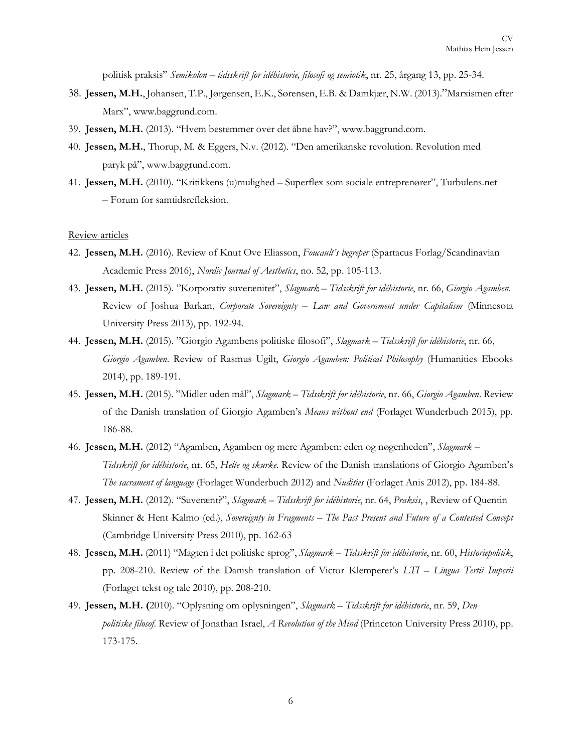politisk praksis" *Semikolon – tidsskrift for idéhistorie, filosofi og semiotik*, nr. 25, årgang 13, pp. 25-34.

38. **Jessen, M.H.**, Johansen, T.P., Jørgensen, E.K., Sørensen, E.B. & Damkjær, N.W. (2013)."Marxismen efter Marx", www.baggrund.com.
39. **Jessen, M.H.** (2013). "Hvem bestemmer over det åbne hav?", www.baggrund.com.
40. **Jessen, M.H.**, Thorup, M. & Eggers, N.v. (2012). "Den amerikanske revolution. Revolution med paryk på", www.baggrund.com.
41. **Jessen, M.H.** (2010). "Kritikkens (u)mulighed – Superflex som sociale entreprenører", Turbulens.net – Forum for samtidsrefleksion.

Review articles

42. **Jessen, M.H.** (2016). Review of Knut Ove Eliasson, *Foucault's begreper* (Spartacus Forlag/Scandinavian Academic Press 2016), *Nordic Journal of Aesthetics*, no. 52, pp. 105-113.
43. **Jessen, M.H.** (2015). "Korporativ suverænitet", *Slagmark – Tidsskrift for idéhistorie*, nr. 66, *Giorgio Agamben*. Review of Joshua Barkan, *Corporate Sovereignty – Law and Government under Capitalism* (Minnesota University Press 2013), pp. 192-94.
44. **Jessen, M.H.** (2015). "Giorgio Agambens politiske filosofi", *Slagmark – Tidsskrift for idéhistorie*, nr. 66, *Giorgio Agamben*. Review of Rasmus Ugilt, *Giorgio Agamben: Political Philosophy* (Humanities Ebooks 2014), pp. 189-191.
45. **Jessen, M.H.** (2015). "Midler uden mål", *Slagmark – Tidsskrift for idéhistorie*, nr. 66, *Giorgio Agamben*. Review of the Danish translation of Giorgio Agamben's *Means without end* (Forlaget Wunderbuch 2015), pp. 186-88.
46. **Jessen, M.H.** (2012) "Agamben, Agamben og mere Agamben: eden og nøgenheden", *Slagmark – Tidsskrift for idéhistorie*, nr. 65, *Helte og skurke*. Review of the Danish translations of Giorgio Agamben's *The sacrament of language* (Forlaget Wunderbuch 2012) and *Nudities* (Forlaget Anis 2012), pp. 184-88.
47. **Jessen, M.H.** (2012). "Suverænt?", *Slagmark – Tidsskrift for idéhistorie*, nr. 64, *Praksis*, , Review of Quentin Skinner & Hent Kalmo (ed.), *Sovereignty in Fragments – The Past Present and Future of a Contested Concept* (Cambridge University Press 2010), pp. 162-63
48. **Jessen, M.H.** (2011) "Magten i det politiske sprog", *Slagmark – Tidsskrift for idéhistorie*, nr. 60, *Historiepolitik*, pp. 208-210. Review of the Danish translation of Victor Klemperer's *LTI – Lingua Tertii Imperii* (Forlaget tekst og tale 2010), pp. 208-210.
49. **Jessen, M.H. (**2010). "Oplysning om oplysningen", *Slagmark – Tidsskrift for idéhistorie*, nr. 59, *Den politiske filosof*. Review of Jonathan Israel, *A Revolution of the Mind* (Princeton University Press 2010), pp. 173-175.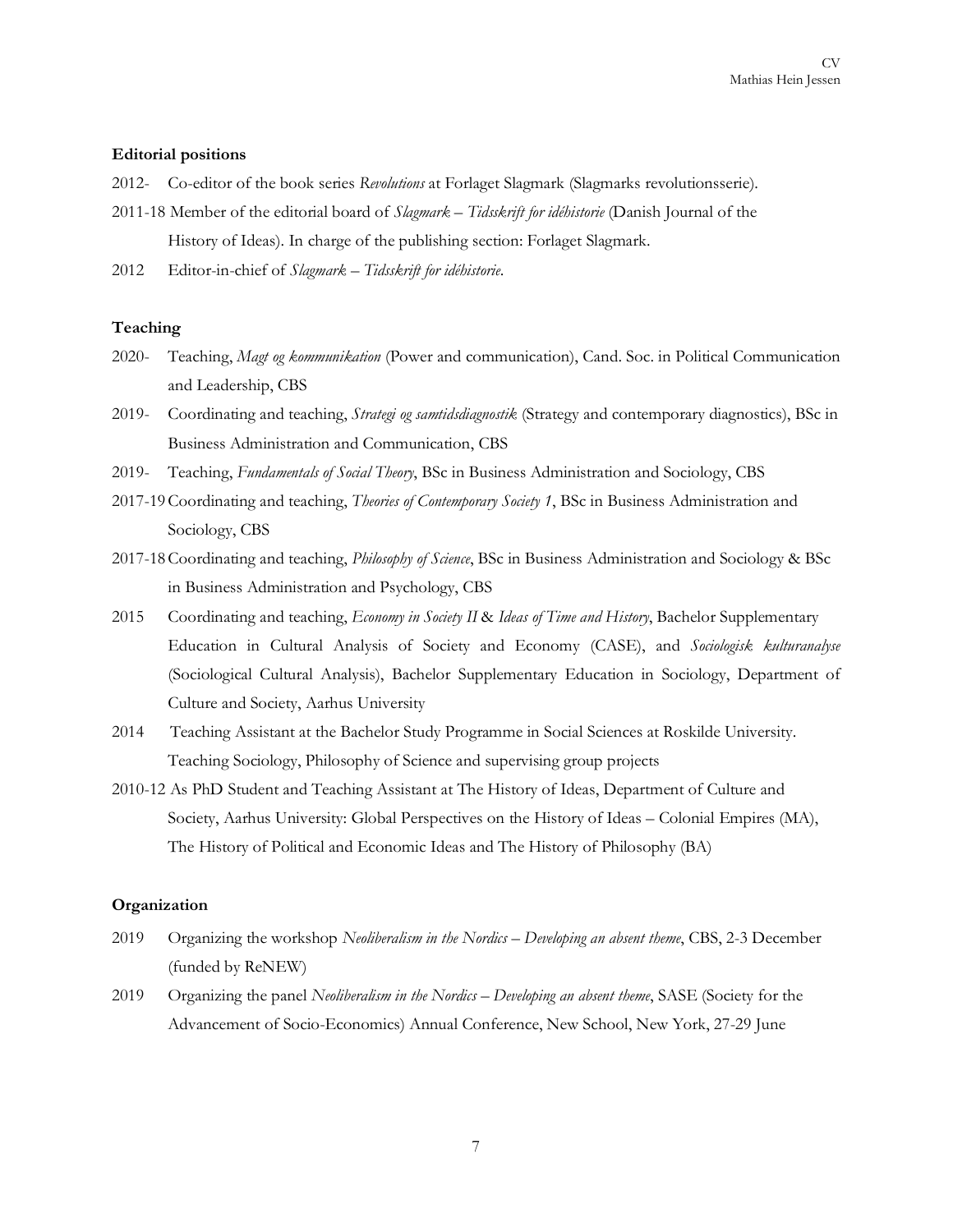### Editorial positions

2012- Co-editor of the book series *Revolutions* at Forlaget Slagmark (Slagmarks revolutionsserie).

2011-18 Member of the editorial board of *Slagmark – Tidsskrift for idéhistorie* (Danish Journal of the History of Ideas). In charge of the publishing section: Forlaget Slagmark.

2012 Editor-in-chief of *Slagmark – Tidsskrift for idéhistorie*.

### Teaching

2020- Teaching, *Magt og kommunikation* (Power and communication), Cand. Soc. in Political Communication and Leadership, CBS

2019- Coordinating and teaching, *Strategi og samtidsdiagnostik* (Strategy and contemporary diagnostics), BSc in Business Administration and Communication, CBS

2019- Teaching, *Fundamentals of Social Theory*, BSc in Business Administration and Sociology, CBS

2017-19 Coordinating and teaching, *Theories of Contemporary Society 1*, BSc in Business Administration and Sociology, CBS

2017-18 Coordinating and teaching, *Philosophy of Science*, BSc in Business Administration and Sociology & BSc in Business Administration and Psychology, CBS

2015 Coordinating and teaching, *Economy in Society II* & *Ideas of Time and History*, Bachelor Supplementary Education in Cultural Analysis of Society and Economy (CASE), and *Sociologisk kulturanalyse* (Sociological Cultural Analysis), Bachelor Supplementary Education in Sociology, Department of Culture and Society, Aarhus University

2014 Teaching Assistant at the Bachelor Study Programme in Social Sciences at Roskilde University. Teaching Sociology, Philosophy of Science and supervising group projects

2010-12 As PhD Student and Teaching Assistant at The History of Ideas, Department of Culture and Society, Aarhus University: Global Perspectives on the History of Ideas – Colonial Empires (MA), The History of Political and Economic Ideas and The History of Philosophy (BA)

### Organization

2019 Organizing the workshop *Neoliberalism in the Nordics – Developing an absent theme*, CBS, 2-3 December (funded by ReNEW)

2019 Organizing the panel *Neoliberalism in the Nordics – Developing an absent theme*, SASE (Society for the Advancement of Socio-Economics) Annual Conference, New School, New York, 27-29 June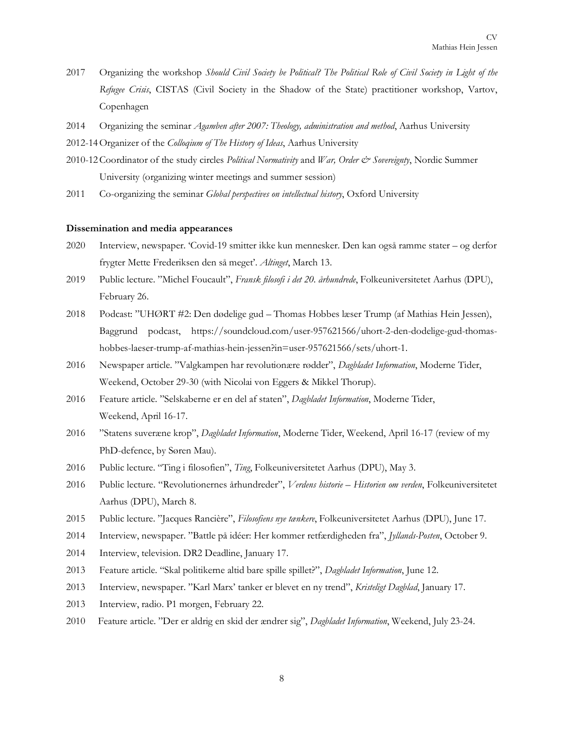2017 Organizing the workshop *Should Civil Society be Political? The Political Role of Civil Society in Light of the Refugee Crisis*, CISTAS (Civil Society in the Shadow of the State) practitioner workshop, Vartov, Copenhagen

2014 Organizing the seminar *Agamben after 2007: Theology, administration and method*, Aarhus University

2012-14 Organizer of the *Colloqium of The History of Ideas*, Aarhus University

2010-12 Coordinator of the study circles *Political Normativity* and *War, Order & Sovereignty*, Nordic Summer University (organizing winter meetings and summer session)

2011 Co-organizing the seminar *Global perspectives on intellectual history*, Oxford University

**Dissemination and media appearances**

2020 Interview, newspaper. 'Covid-19 smitter ikke kun mennesker. Den kan også ramme stater – og derfor frygter Mette Frederiksen den så meget'. *Altinget*, March 13.

2019 Public lecture. "Michel Foucault", *Fransk filosofi i det 20. århundrede*, Folkeuniversitetet Aarhus (DPU), February 26.

2018 Podcast: "UHØRT #2: Den dødelige gud – Thomas Hobbes læser Trump (af Mathias Hein Jessen), Baggrund podcast, https://soundcloud.com/user-957621566/uhort-2-den-dodelige-gud-thomas-hobbes-laeser-trump-af-mathias-hein-jessen?in=user-957621566/sets/uhort-1.

2016 Newspaper article. "Valgkampen har revolutionære rødder", *Dagbladet Information*, Moderne Tider, Weekend, October 29-30 (with Nicolai von Eggers & Mikkel Thorup).

2016 Feature article. "Selskaberne er en del af staten", *Dagbladet Information*, Moderne Tider, Weekend, April 16-17.

2016 "Statens suveræne krop", *Dagbladet Information*, Moderne Tider, Weekend, April 16-17 (review of my PhD-defence, by Søren Mau).

2016 Public lecture. "Ting i filosofien", *Ting*, Folkeuniversitetet Aarhus (DPU), May 3.

2016 Public lecture. "Revolutionernes århundreder", *Verdens historie – Historien om verden*, Folkeuniversitetet Aarhus (DPU), March 8.

2015 Public lecture. "Jacques Rancière", *Filosofiens nye tænkere*, Folkeuniversitetet Aarhus (DPU), June 17.

2014 Interview, newspaper. "Battle på idéer: Her kommer retfærdigheden fra", *Jyllands-Posten*, October 9.

2014 Interview, television. DR2 Deadline, January 17.

2013 Feature article. "Skal politikerne altid bare spille spillet?", *Dagbladet Information*, June 12.

2013 Interview, newspaper. "Karl Marx' tanker er blevet en ny trend", *Kristeligt Dagblad*, January 17.

2013 Interview, radio. P1 morgen, February 22.

2010 Feature article. "Der er aldrig en skid der ændrer sig", *Dagbladet Information*, Weekend, July 23-24.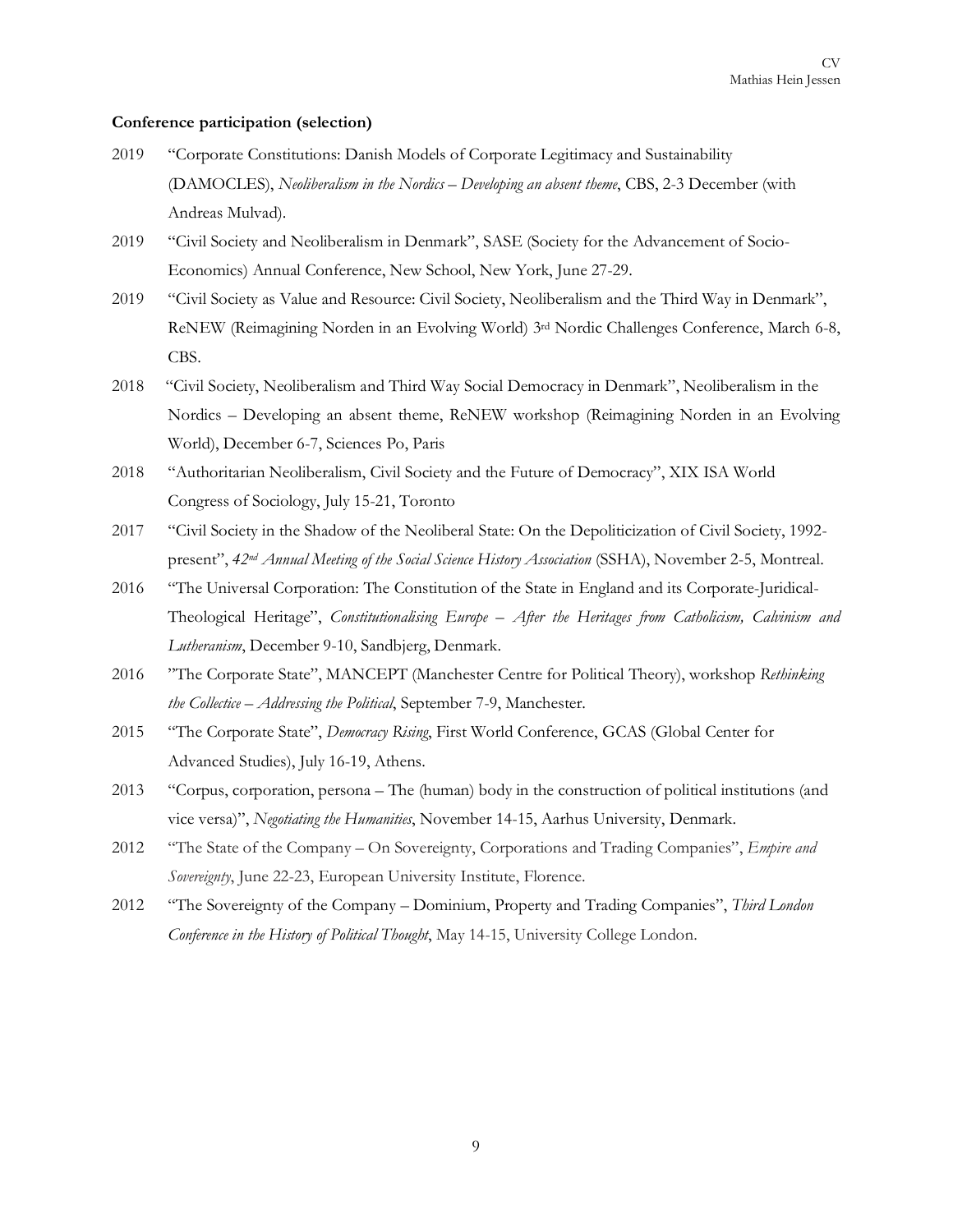**Conference participation (selection)**

2019 "Corporate Constitutions: Danish Models of Corporate Legitimacy and Sustainability (DAMOCLES), *Neoliberalism in the Nordics – Developing an absent theme*, CBS, 2-3 December (with Andreas Mulvad).

2019 "Civil Society and Neoliberalism in Denmark", SASE (Society for the Advancement of Socio-Economics) Annual Conference, New School, New York, June 27-29.

2019 "Civil Society as Value and Resource: Civil Society, Neoliberalism and the Third Way in Denmark", ReNEW (Reimagining Norden in an Evolving World) 3rd Nordic Challenges Conference, March 6-8, CBS.

2018 "Civil Society, Neoliberalism and Third Way Social Democracy in Denmark", Neoliberalism in the Nordics – Developing an absent theme, ReNEW workshop (Reimagining Norden in an Evolving World), December 6-7, Sciences Po, Paris

2018 "Authoritarian Neoliberalism, Civil Society and the Future of Democracy", XIX ISA World Congress of Sociology, July 15-21, Toronto

2017 "Civil Society in the Shadow of the Neoliberal State: On the Depoliticization of Civil Society, 1992-present", *42nd Annual Meeting of the Social Science History Association* (SSHA), November 2-5, Montreal.

2016 "The Universal Corporation: The Constitution of the State in England and its Corporate-Juridical-Theological Heritage", *Constitutionalising Europe – After the Heritages from Catholicism, Calvinism and Lutheranism*, December 9-10, Sandbjerg, Denmark.

2016 "The Corporate State", MANCEPT (Manchester Centre for Political Theory), workshop *Rethinking the Collectice – Addressing the Political*, September 7-9, Manchester.

2015 "The Corporate State", *Democracy Rising*, First World Conference, GCAS (Global Center for Advanced Studies), July 16-19, Athens.

2013 "Corpus, corporation, persona – The (human) body in the construction of political institutions (and vice versa)", *Negotiating the Humanities*, November 14-15, Aarhus University, Denmark.

2012 "The State of the Company – On Sovereignty, Corporations and Trading Companies", *Empire and Sovereignty*, June 22-23, European University Institute, Florence.

2012 "The Sovereignty of the Company – Dominium, Property and Trading Companies", *Third London Conference in the History of Political Thought*, May 14-15, University College London.